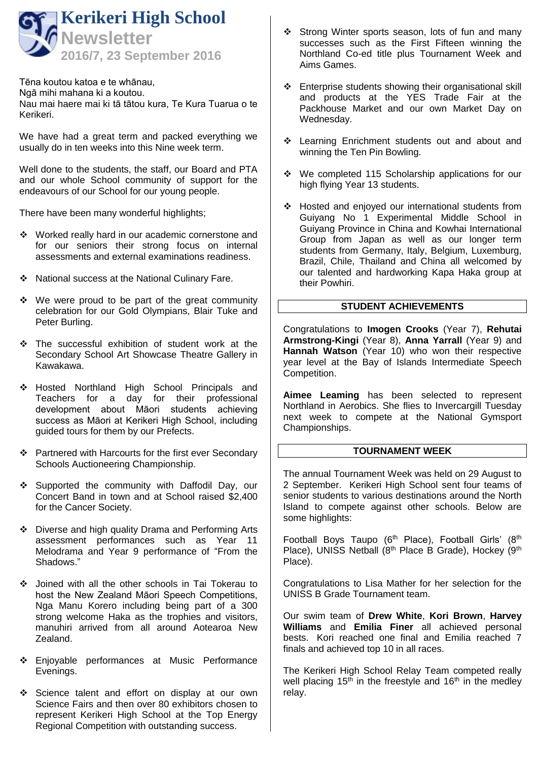# Kerikeri High School Newsletter

## 2016/7, 23 September 2016

Tēna koutou katoa e te whānau,
Ngā mihi mahana ki a koutou.
Nau mai haere mai ki tā tātou kura, Te Kura Tuarua o te Kerikeri.

We have had a great term and packed everything we usually do in ten weeks into this Nine week term.

Well done to the students, the staff, our Board and PTA and our whole School community of support for the endeavours of our School for our young people.

There have been many wonderful highlights;

- Worked really hard in our academic cornerstone and for our seniors their strong focus on internal assessments and external examinations readiness.
- National success at the National Culinary Fare.
- We were proud to be part of the great community celebration for our Gold Olympians, Blair Tuke and Peter Burling.
- The successful exhibition of student work at the Secondary School Art Showcase Theatre Gallery in Kawakawa.
- Hosted Northland High School Principals and Teachers for a day for their professional development about Māori students achieving success as Māori at Kerikeri High School, including guided tours for them by our Prefects.
- Partnered with Harcourts for the first ever Secondary Schools Auctioneering Championship.
- Supported the community with Daffodil Day, our Concert Band in town and at School raised $2,400 for the Cancer Society.
- Diverse and high quality Drama and Performing Arts assessment performances such as Year 11 Melodrama and Year 9 performance of "From the Shadows."
- Joined with all the other schools in Tai Tokerau to host the New Zealand Māori Speech Competitions, Nga Manu Korero including being part of a 300 strong welcome Haka as the trophies and visitors, manuhiri arrived from all around Aotearoa New Zealand.
- Enjoyable performances at Music Performance Evenings.
- Science talent and effort on display at our own Science Fairs and then over 80 exhibitors chosen to represent Kerikeri High School at the Top Energy Regional Competition with outstanding success.
- Strong Winter sports season, lots of fun and many successes such as the First Fifteen winning the Northland Co-ed title plus Tournament Week and Aims Games.
- Enterprise students showing their organisational skill and products at the YES Trade Fair at the Packhouse Market and our own Market Day on Wednesday.
- Learning Enrichment students out and about and winning the Ten Pin Bowling.
- We completed 115 Scholarship applications for our high flying Year 13 students.
- Hosted and enjoyed our international students from Guiyang No 1 Experimental Middle School in Guiyang Province in China and Kowhai International Group from Japan as well as our longer term students from Germany, Italy, Belgium, Luxemburg, Brazil, Chile, Thailand and China all welcomed by our talented and hardworking Kapa Haka group at their Powhiri.

## STUDENT ACHIEVEMENTS

Congratulations to **Imogen Crooks** (Year 7), **Rehutai Armstrong-Kingi** (Year 8), **Anna Yarrall** (Year 9) and **Hannah Watson** (Year 10) who won their respective year level at the Bay of Islands Intermediate Speech Competition.

**Aimee Leaming** has been selected to represent Northland in Aerobics. She flies to Invercargill Tuesday next week to compete at the National Gymsport Championships.

## TOURNAMENT WEEK

The annual Tournament Week was held on 29 August to 2 September. Kerikeri High School sent four teams of senior students to various destinations around the North Island to compete against other schools. Below are some highlights:

Football Boys Taupo (6th Place), Football Girls' (8th Place), UNISS Netball (8th Place B Grade), Hockey (9th Place).

Congratulations to Lisa Mather for her selection for the UNISS B Grade Tournament team.

Our swim team of **Drew White**, **Kori Brown**, **Harvey Williams** and **Emilia Finer** all achieved personal bests. Kori reached one final and Emilia reached 7 finals and achieved top 10 in all races.

The Kerikeri High School Relay Team competed really well placing 15th in the freestyle and 16th in the medley relay.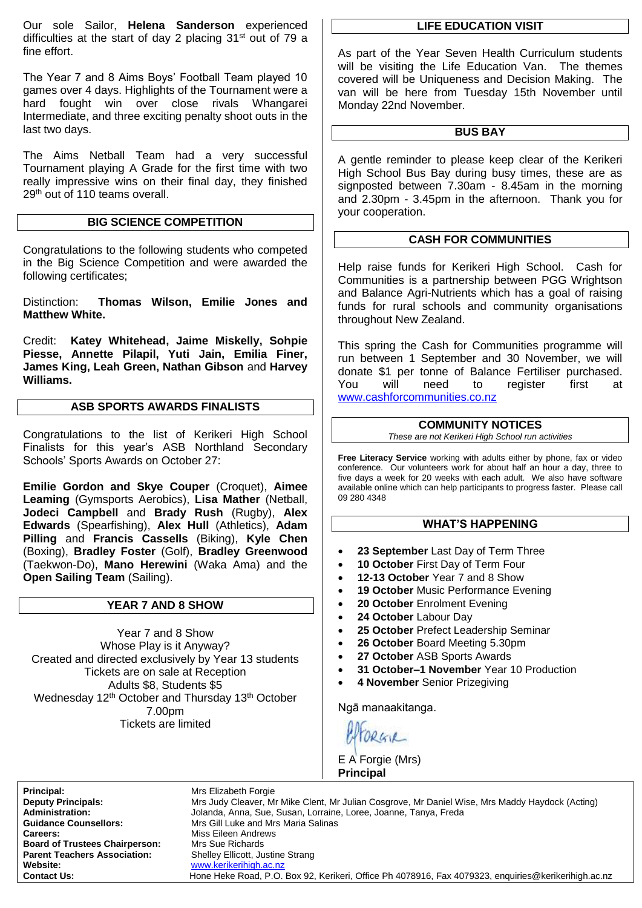Our sole Sailor, **Helena Sanderson** experienced difficulties at the start of day 2 placing 31st out of 79 a fine effort.

The Year 7 and 8 Aims Boys' Football Team played 10 games over 4 days. Highlights of the Tournament were a hard fought win over close rivals Whangarei Intermediate, and three exciting penalty shoot outs in the last two days.

The Aims Netball Team had a very successful Tournament playing A Grade for the first time with two really impressive wins on their final day, they finished 29th out of 110 teams overall.

## BIG SCIENCE COMPETITION

Congratulations to the following students who competed in the Big Science Competition and were awarded the following certificates;

Distinction: **Thomas Wilson, Emilie Jones and Matthew White.**

Credit: **Katey Whitehead, Jaime Miskelly, Sohpie Piesse, Annette Pilapil, Yuti Jain, Emilia Finer, James King, Leah Green, Nathan Gibson** and **Harvey Williams.**

## ASB SPORTS AWARDS FINALISTS

Congratulations to the list of Kerikeri High School Finalists for this year's ASB Northland Secondary Schools' Sports Awards on October 27:

**Emilie Gordon and Skye Couper** (Croquet), **Aimee Leaming** (Gymsports Aerobics), **Lisa Mather** (Netball, **Jodeci Campbell** and **Brady Rush** (Rugby), **Alex Edwards** (Spearfishing), **Alex Hull** (Athletics), **Adam Pilling** and **Francis Cassells** (Biking), **Kyle Chen** (Boxing), **Bradley Foster** (Golf), **Bradley Greenwood** (Taekwon-Do), **Mano Herewini** (Waka Ama) and the **Open Sailing Team** (Sailing).

## YEAR 7 AND 8 SHOW

Year 7 and 8 Show
Whose Play is it Anyway?
Created and directed exclusively by Year 13 students
Tickets are on sale at Reception
Adults $8, Students $5
Wednesday 12th October and Thursday 13th October
7.00pm
Tickets are limited

## LIFE EDUCATION VISIT

As part of the Year Seven Health Curriculum students will be visiting the Life Education Van. The themes covered will be Uniqueness and Decision Making. The van will be here from Tuesday 15th November until Monday 22nd November.

## BUS BAY

A gentle reminder to please keep clear of the Kerikeri High School Bus Bay during busy times, these are as signposted between 7.30am - 8.45am in the morning and 2.30pm - 3.45pm in the afternoon. Thank you for your cooperation.

## CASH FOR COMMUNITIES

Help raise funds for Kerikeri High School. Cash for Communities is a partnership between PGG Wrightson and Balance Agri-Nutrients which has a goal of raising funds for rural schools and community organisations throughout New Zealand.

This spring the Cash for Communities programme will run between 1 September and 30 November, we will donate $1 per tonne of Balance Fertiliser purchased. You will need to register first at www.cashforcommunities.co.nz

## COMMUNITY NOTICES

*These are not Kerikeri High School run activities*

**Free Literacy Service** working with adults either by phone, fax or video conference. Our volunteers work for about half an hour a day, three to five days a week for 20 weeks with each adult. We also have software available online which can help participants to progress faster. Please call 09 280 4348

## WHAT'S HAPPENING

- **23 September** Last Day of Term Three
- **10 October** First Day of Term Four
- **12-13 October** Year 7 and 8 Show
- **19 October** Music Performance Evening
- **20 October** Enrolment Evening
- **24 October** Labour Day
- **25 October** Prefect Leadership Seminar
- **26 October** Board Meeting 5.30pm
- **27 October** ASB Sports Awards
- **31 October–1 November** Year 10 Production
- **4 November** Senior Prizegiving

Ngā manaakitanga.

E A Forgie (Mrs)
**Principal**

| | |
|---|---|
| **Principal:** | Mrs Elizabeth Forgie |
| **Deputy Principals:** | Mrs Judy Cleaver, Mr Mike Clent, Mr Julian Cosgrove, Mr Daniel Wise, Mrs Maddy Haydock (Acting) |
| **Administration:** | Jolanda, Anna, Sue, Susan, Lorraine, Loree, Joanne, Tanya, Freda |
| **Guidance Counsellors:** | Mrs Gill Luke and Mrs Maria Salinas |
| **Careers:** | Miss Eileen Andrews |
| **Board of Trustees Chairperson:** | Mrs Sue Richards |
| **Parent Teachers Association:** | Shelley Ellicott, Justine Strang |
| **Website:** | www.kerikerihigh.ac.nz |
| **Contact Us:** | Hone Heke Road, P.O. Box 92, Kerikeri, Office Ph 4078916, Fax 4079323, enquiries@kerikerihigh.ac.nz |